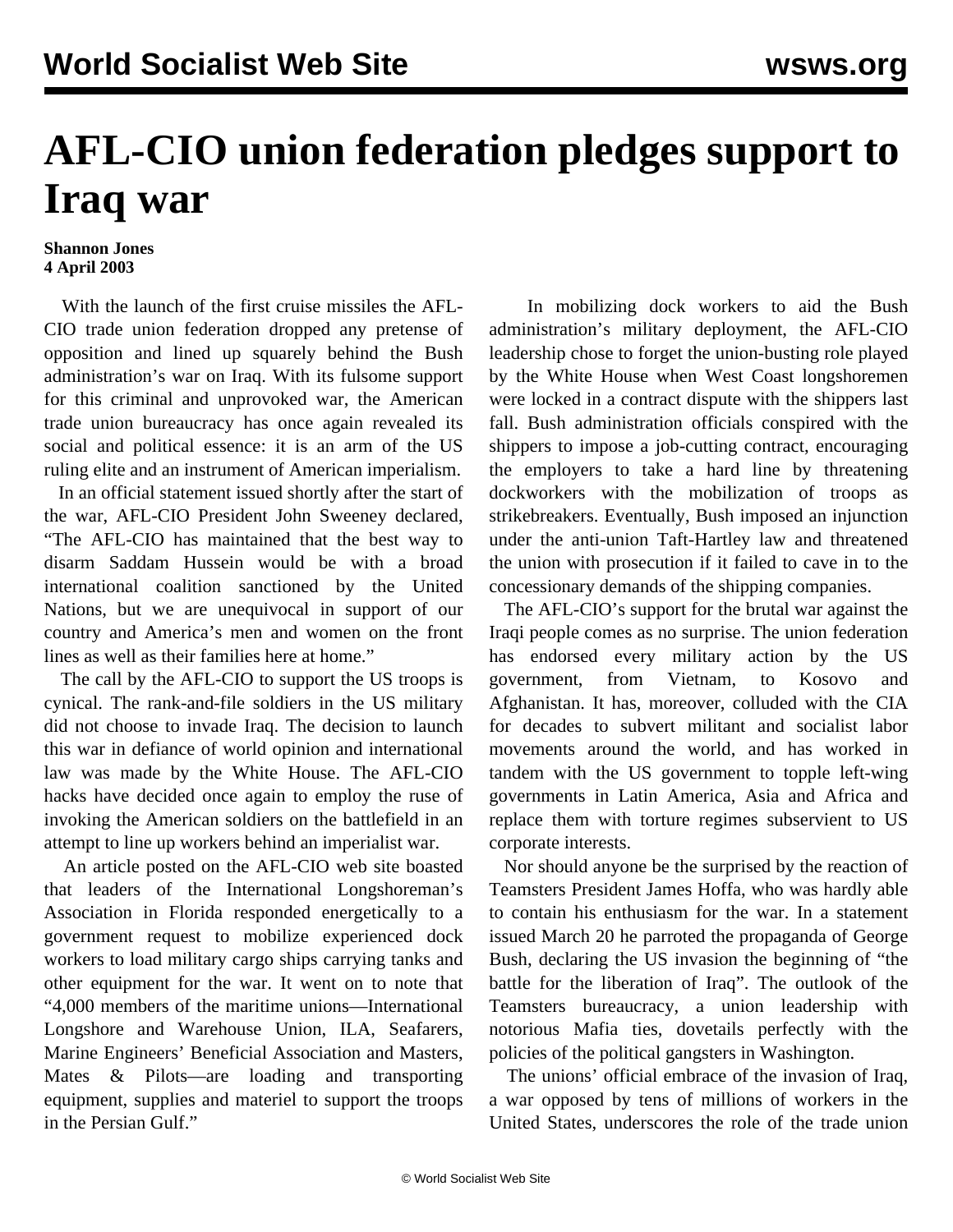# AFL-CIO union federation pledges support to Iraq war

**Shannon Jones**
**4 April 2003**

With the launch of the first cruise missiles the AFL-CIO trade union federation dropped any pretense of opposition and lined up squarely behind the Bush administration's war on Iraq. With its fulsome support for this criminal and unprovoked war, the American trade union bureaucracy has once again revealed its social and political essence: it is an arm of the US ruling elite and an instrument of American imperialism.

In an official statement issued shortly after the start of the war, AFL-CIO President John Sweeney declared, "The AFL-CIO has maintained that the best way to disarm Saddam Hussein would be with a broad international coalition sanctioned by the United Nations, but we are unequivocal in support of our country and America's men and women on the front lines as well as their families here at home."

The call by the AFL-CIO to support the US troops is cynical. The rank-and-file soldiers in the US military did not choose to invade Iraq. The decision to launch this war in defiance of world opinion and international law was made by the White House. The AFL-CIO hacks have decided once again to employ the ruse of invoking the American soldiers on the battlefield in an attempt to line up workers behind an imperialist war.

An article posted on the AFL-CIO web site boasted that leaders of the International Longshoreman's Association in Florida responded energetically to a government request to mobilize experienced dock workers to load military cargo ships carrying tanks and other equipment for the war. It went on to note that "4,000 members of the maritime unions—International Longshore and Warehouse Union, ILA, Seafarers, Marine Engineers' Beneficial Association and Masters, Mates & Pilots—are loading and transporting equipment, supplies and materiel to support the troops in the Persian Gulf."

In mobilizing dock workers to aid the Bush administration's military deployment, the AFL-CIO leadership chose to forget the union-busting role played by the White House when West Coast longshoremen were locked in a contract dispute with the shippers last fall. Bush administration officials conspired with the shippers to impose a job-cutting contract, encouraging the employers to take a hard line by threatening dockworkers with the mobilization of troops as strikebreakers. Eventually, Bush imposed an injunction under the anti-union Taft-Hartley law and threatened the union with prosecution if it failed to cave in to the concessionary demands of the shipping companies.

The AFL-CIO's support for the brutal war against the Iraqi people comes as no surprise. The union federation has endorsed every military action by the US government, from Vietnam, to Kosovo and Afghanistan. It has, moreover, colluded with the CIA for decades to subvert militant and socialist labor movements around the world, and has worked in tandem with the US government to topple left-wing governments in Latin America, Asia and Africa and replace them with torture regimes subservient to US corporate interests.

Nor should anyone be the surprised by the reaction of Teamsters President James Hoffa, who was hardly able to contain his enthusiasm for the war. In a statement issued March 20 he parroted the propaganda of George Bush, declaring the US invasion the beginning of "the battle for the liberation of Iraq". The outlook of the Teamsters bureaucracy, a union leadership with notorious Mafia ties, dovetails perfectly with the policies of the political gangsters in Washington.

The unions' official embrace of the invasion of Iraq, a war opposed by tens of millions of workers in the United States, underscores the role of the trade union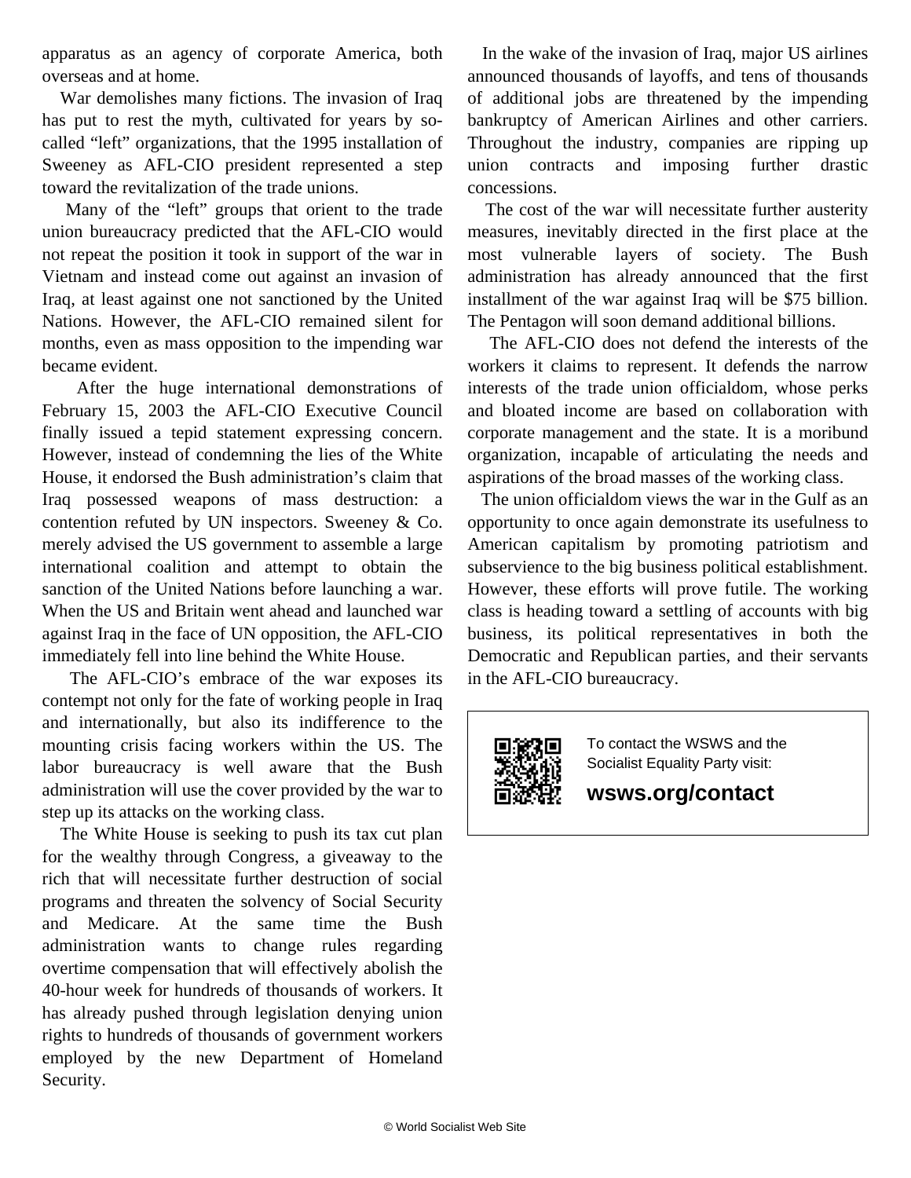apparatus as an agency of corporate America, both overseas and at home.

War demolishes many fictions. The invasion of Iraq has put to rest the myth, cultivated for years by so-called "left" organizations, that the 1995 installation of Sweeney as AFL-CIO president represented a step toward the revitalization of the trade unions.

Many of the "left" groups that orient to the trade union bureaucracy predicted that the AFL-CIO would not repeat the position it took in support of the war in Vietnam and instead come out against an invasion of Iraq, at least against one not sanctioned by the United Nations. However, the AFL-CIO remained silent for months, even as mass opposition to the impending war became evident.

After the huge international demonstrations of February 15, 2003 the AFL-CIO Executive Council finally issued a tepid statement expressing concern. However, instead of condemning the lies of the White House, it endorsed the Bush administration's claim that Iraq possessed weapons of mass destruction: a contention refuted by UN inspectors. Sweeney & Co. merely advised the US government to assemble a large international coalition and attempt to obtain the sanction of the United Nations before launching a war. When the US and Britain went ahead and launched war against Iraq in the face of UN opposition, the AFL-CIO immediately fell into line behind the White House.

The AFL-CIO's embrace of the war exposes its contempt not only for the fate of working people in Iraq and internationally, but also its indifference to the mounting crisis facing workers within the US. The labor bureaucracy is well aware that the Bush administration will use the cover provided by the war to step up its attacks on the working class.

The White House is seeking to push its tax cut plan for the wealthy through Congress, a giveaway to the rich that will necessitate further destruction of social programs and threaten the solvency of Social Security and Medicare. At the same time the Bush administration wants to change rules regarding overtime compensation that will effectively abolish the 40-hour week for hundreds of thousands of workers. It has already pushed through legislation denying union rights to hundreds of thousands of government workers employed by the new Department of Homeland Security.

In the wake of the invasion of Iraq, major US airlines announced thousands of layoffs, and tens of thousands of additional jobs are threatened by the impending bankruptcy of American Airlines and other carriers. Throughout the industry, companies are ripping up union contracts and imposing further drastic concessions.

The cost of the war will necessitate further austerity measures, inevitably directed in the first place at the most vulnerable layers of society. The Bush administration has already announced that the first installment of the war against Iraq will be $75 billion. The Pentagon will soon demand additional billions.

The AFL-CIO does not defend the interests of the workers it claims to represent. It defends the narrow interests of the trade union officialdom, whose perks and bloated income are based on collaboration with corporate management and the state. It is a moribund organization, incapable of articulating the needs and aspirations of the broad masses of the working class.

The union officialdom views the war in the Gulf as an opportunity to once again demonstrate its usefulness to American capitalism by promoting patriotism and subservience to the big business political establishment. However, these efforts will prove futile. The working class is heading toward a settling of accounts with big business, its political representatives in both the Democratic and Republican parties, and their servants in the AFL-CIO bureaucracy.

To contact the WSWS and the Socialist Equality Party visit:

**wsws.org/contact**